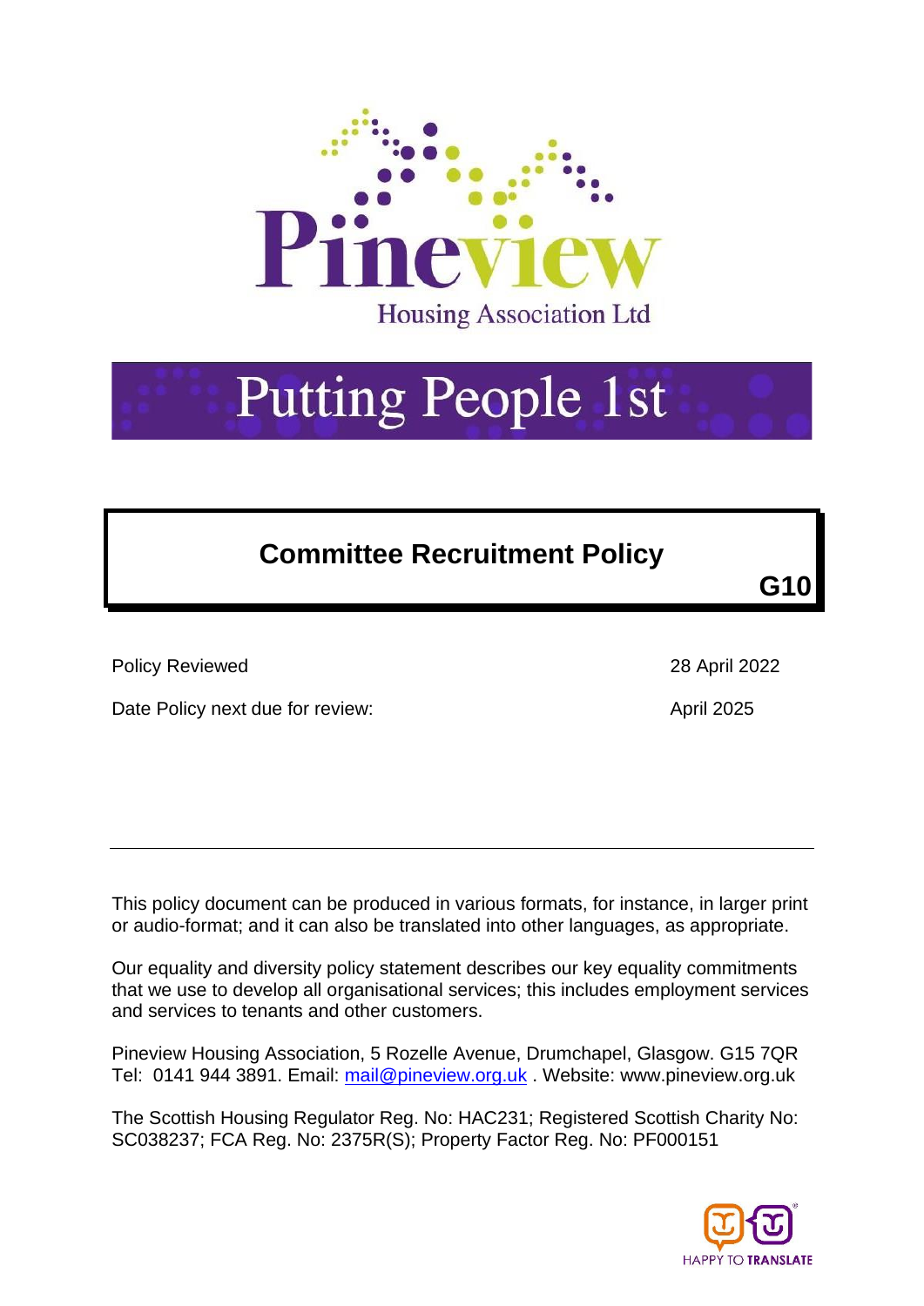Pineview

Housing Association Ltd

Putting People 1st

# Committee Recruitment Policy

**G10**

| | |
|---|---|
| Policy Reviewed | 28 April 2022 |
| Date Policy next due for review: | April 2025 |

---

This policy document can be produced in various formats, for instance, in larger print or audio-format; and it can also be translated into other languages, as appropriate.

Our equality and diversity policy statement describes our key equality commitments that we use to develop all organisational services; this includes employment services and services to tenants and other customers.

Pineview Housing Association, 5 Rozelle Avenue, Drumchapel, Glasgow. G15 7QR
Tel: 0141 944 3891. Email: mail@pineview.org.uk . Website: www.pineview.org.uk

The Scottish Housing Regulator Reg. No: HAC231; Registered Scottish Charity No: SC038237; FCA Reg. No: 2375R(S); Property Factor Reg. No: PF000151

HAPPY TO TRANSLATE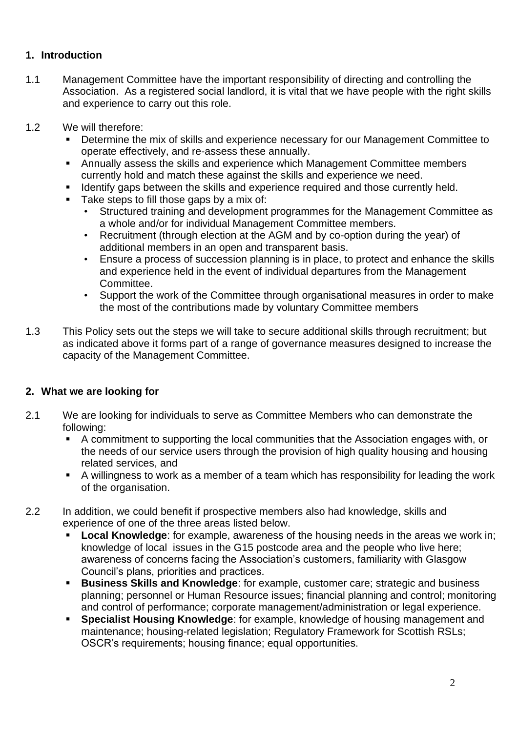## 1. Introduction

1.1 Management Committee have the important responsibility of directing and controlling the Association. As a registered social landlord, it is vital that we have people with the right skills and experience to carry out this role.

1.2 We will therefore:

- Determine the mix of skills and experience necessary for our Management Committee to operate effectively, and re-assess these annually.
- Annually assess the skills and experience which Management Committee members currently hold and match these against the skills and experience we need.
- Identify gaps between the skills and experience required and those currently held.
- Take steps to fill those gaps by a mix of:
  - Structured training and development programmes for the Management Committee as a whole and/or for individual Management Committee members.
  - Recruitment (through election at the AGM and by co-option during the year) of additional members in an open and transparent basis.
  - Ensure a process of succession planning is in place, to protect and enhance the skills and experience held in the event of individual departures from the Management Committee.
  - Support the work of the Committee through organisational measures in order to make the most of the contributions made by voluntary Committee members

1.3 This Policy sets out the steps we will take to secure additional skills through recruitment; but as indicated above it forms part of a range of governance measures designed to increase the capacity of the Management Committee.

## 2. What we are looking for

2.1 We are looking for individuals to serve as Committee Members who can demonstrate the following:

- A commitment to supporting the local communities that the Association engages with, or the needs of our service users through the provision of high quality housing and housing related services, and
- A willingness to work as a member of a team which has responsibility for leading the work of the organisation.

2.2 In addition, we could benefit if prospective members also had knowledge, skills and experience of one of the three areas listed below.

- **Local Knowledge**: for example, awareness of the housing needs in the areas we work in; knowledge of local issues in the G15 postcode area and the people who live here; awareness of concerns facing the Association's customers, familiarity with Glasgow Council's plans, priorities and practices.
- **Business Skills and Knowledge**: for example, customer care; strategic and business planning; personnel or Human Resource issues; financial planning and control; monitoring and control of performance; corporate management/administration or legal experience.
- **Specialist Housing Knowledge**: for example, knowledge of housing management and maintenance; housing-related legislation; Regulatory Framework for Scottish RSLs; OSCR's requirements; housing finance; equal opportunities.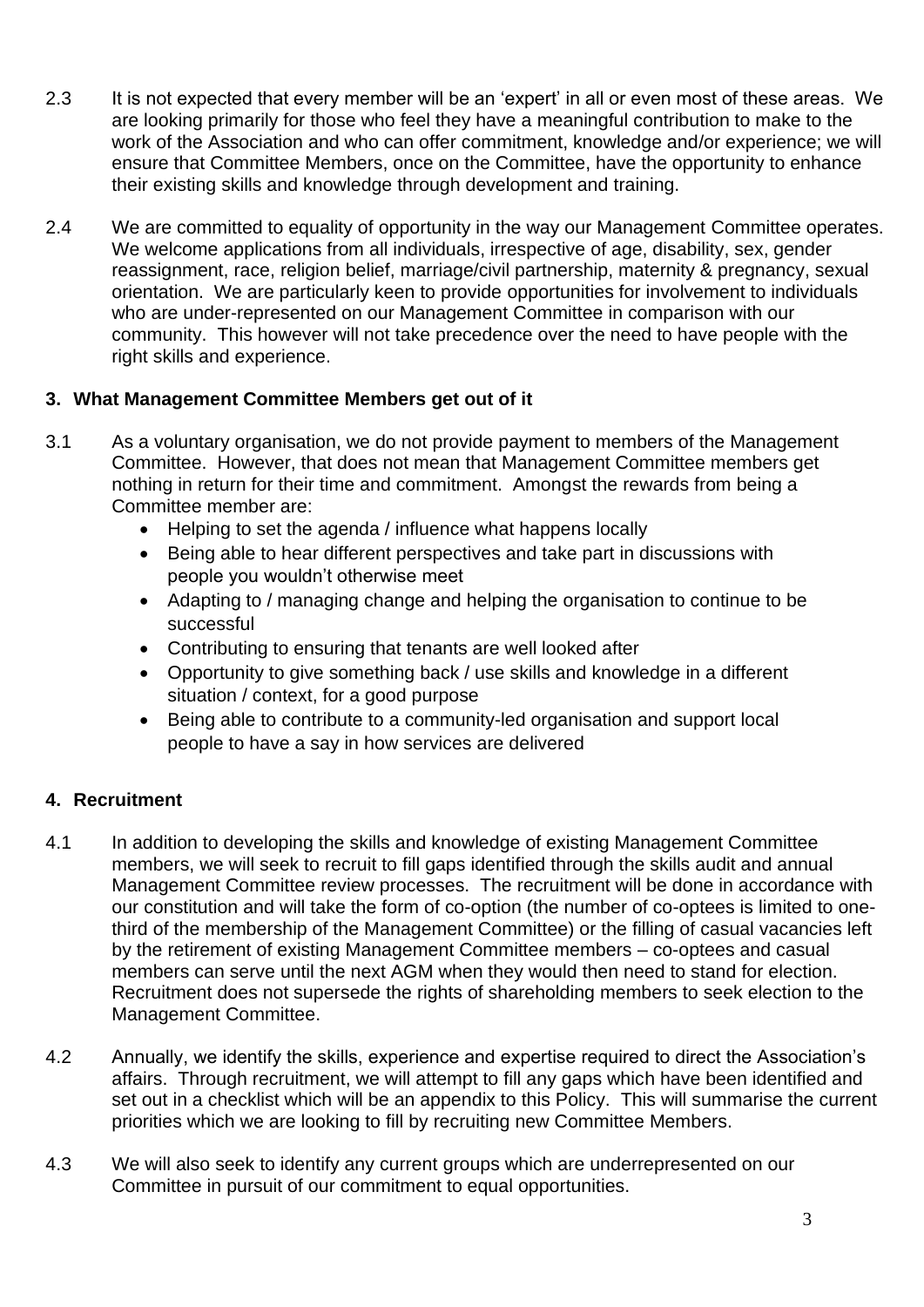2.3 It is not expected that every member will be an 'expert' in all or even most of these areas. We are looking primarily for those who feel they have a meaningful contribution to make to the work of the Association and who can offer commitment, knowledge and/or experience; we will ensure that Committee Members, once on the Committee, have the opportunity to enhance their existing skills and knowledge through development and training.

2.4 We are committed to equality of opportunity in the way our Management Committee operates. We welcome applications from all individuals, irrespective of age, disability, sex, gender reassignment, race, religion belief, marriage/civil partnership, maternity & pregnancy, sexual orientation. We are particularly keen to provide opportunities for involvement to individuals who are under-represented on our Management Committee in comparison with our community. This however will not take precedence over the need to have people with the right skills and experience.

## 3. What Management Committee Members get out of it

3.1 As a voluntary organisation, we do not provide payment to members of the Management Committee. However, that does not mean that Management Committee members get nothing in return for their time and commitment. Amongst the rewards from being a Committee member are:

- Helping to set the agenda / influence what happens locally
- Being able to hear different perspectives and take part in discussions with people you wouldn't otherwise meet
- Adapting to / managing change and helping the organisation to continue to be successful
- Contributing to ensuring that tenants are well looked after
- Opportunity to give something back / use skills and knowledge in a different situation / context, for a good purpose
- Being able to contribute to a community-led organisation and support local people to have a say in how services are delivered

## 4. Recruitment

4.1 In addition to developing the skills and knowledge of existing Management Committee members, we will seek to recruit to fill gaps identified through the skills audit and annual Management Committee review processes. The recruitment will be done in accordance with our constitution and will take the form of co-option (the number of co-optees is limited to one-third of the membership of the Management Committee) or the filling of casual vacancies left by the retirement of existing Management Committee members – co-optees and casual members can serve until the next AGM when they would then need to stand for election. Recruitment does not supersede the rights of shareholding members to seek election to the Management Committee.

4.2 Annually, we identify the skills, experience and expertise required to direct the Association's affairs. Through recruitment, we will attempt to fill any gaps which have been identified and set out in a checklist which will be an appendix to this Policy. This will summarise the current priorities which we are looking to fill by recruiting new Committee Members.

4.3 We will also seek to identify any current groups which are underrepresented on our Committee in pursuit of our commitment to equal opportunities.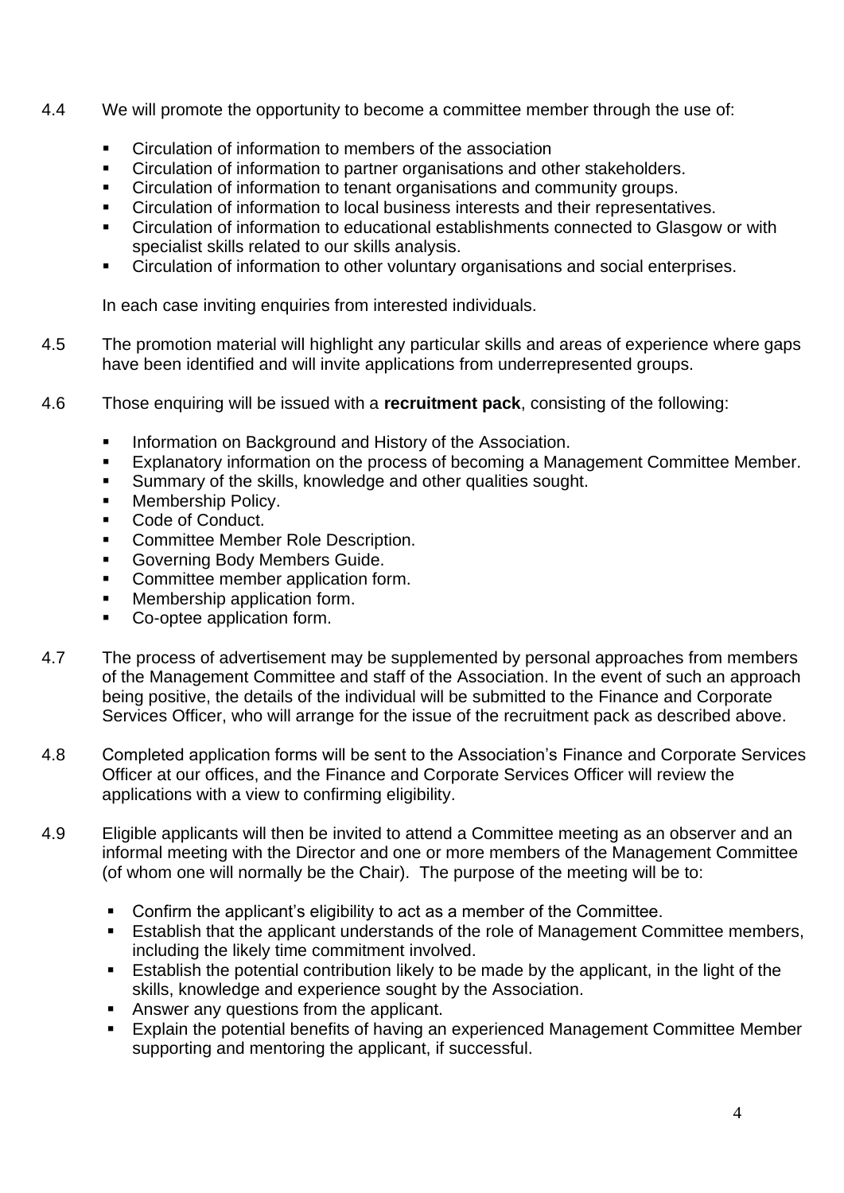4.4 We will promote the opportunity to become a committee member through the use of:

- Circulation of information to members of the association
- Circulation of information to partner organisations and other stakeholders.
- Circulation of information to tenant organisations and community groups.
- Circulation of information to local business interests and their representatives.
- Circulation of information to educational establishments connected to Glasgow or with specialist skills related to our skills analysis.
- Circulation of information to other voluntary organisations and social enterprises.

In each case inviting enquiries from interested individuals.

4.5 The promotion material will highlight any particular skills and areas of experience where gaps have been identified and will invite applications from underrepresented groups.

4.6 Those enquiring will be issued with a **recruitment pack**, consisting of the following:

- Information on Background and History of the Association.
- Explanatory information on the process of becoming a Management Committee Member.
- Summary of the skills, knowledge and other qualities sought.
- Membership Policy.
- Code of Conduct.
- Committee Member Role Description.
- Governing Body Members Guide.
- Committee member application form.
- Membership application form.
- Co-optee application form.

4.7 The process of advertisement may be supplemented by personal approaches from members of the Management Committee and staff of the Association. In the event of such an approach being positive, the details of the individual will be submitted to the Finance and Corporate Services Officer, who will arrange for the issue of the recruitment pack as described above.

4.8 Completed application forms will be sent to the Association's Finance and Corporate Services Officer at our offices, and the Finance and Corporate Services Officer will review the applications with a view to confirming eligibility.

4.9 Eligible applicants will then be invited to attend a Committee meeting as an observer and an informal meeting with the Director and one or more members of the Management Committee (of whom one will normally be the Chair). The purpose of the meeting will be to:

- Confirm the applicant's eligibility to act as a member of the Committee.
- Establish that the applicant understands of the role of Management Committee members, including the likely time commitment involved.
- Establish the potential contribution likely to be made by the applicant, in the light of the skills, knowledge and experience sought by the Association.
- Answer any questions from the applicant.
- Explain the potential benefits of having an experienced Management Committee Member supporting and mentoring the applicant, if successful.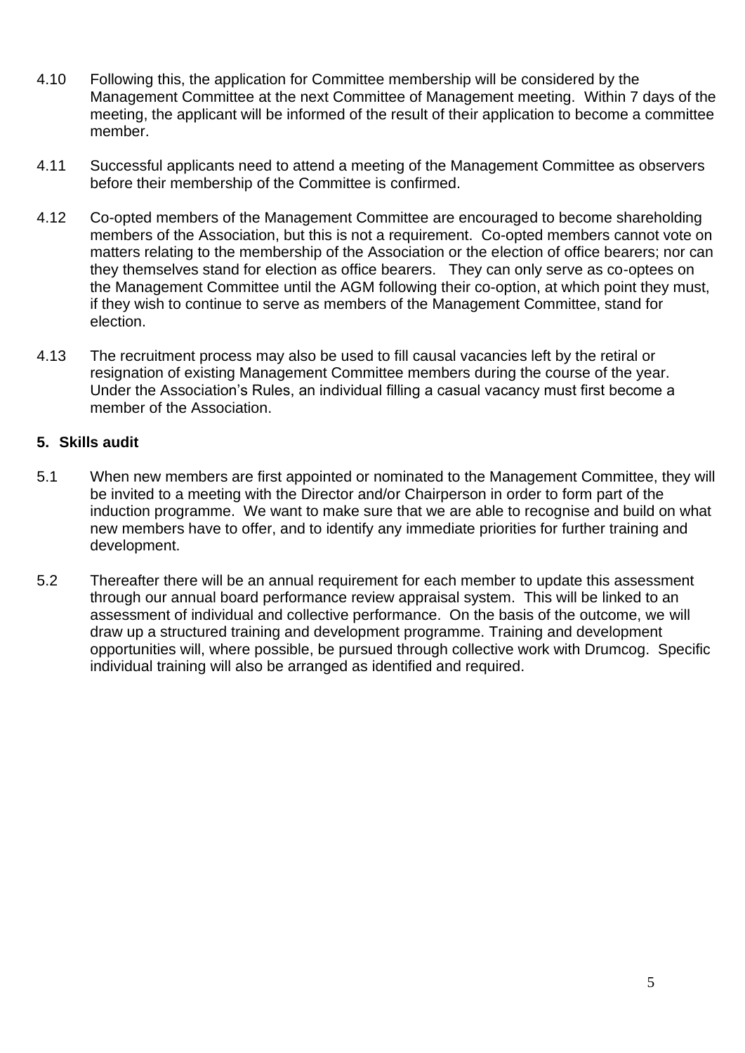4.10 Following this, the application for Committee membership will be considered by the Management Committee at the next Committee of Management meeting. Within 7 days of the meeting, the applicant will be informed of the result of their application to become a committee member.

4.11 Successful applicants need to attend a meeting of the Management Committee as observers before their membership of the Committee is confirmed.

4.12 Co-opted members of the Management Committee are encouraged to become shareholding members of the Association, but this is not a requirement. Co-opted members cannot vote on matters relating to the membership of the Association or the election of office bearers; nor can they themselves stand for election as office bearers. They can only serve as co-optees on the Management Committee until the AGM following their co-option, at which point they must, if they wish to continue to serve as members of the Management Committee, stand for election.

4.13 The recruitment process may also be used to fill causal vacancies left by the retiral or resignation of existing Management Committee members during the course of the year. Under the Association's Rules, an individual filling a casual vacancy must first become a member of the Association.

## 5. Skills audit

5.1 When new members are first appointed or nominated to the Management Committee, they will be invited to a meeting with the Director and/or Chairperson in order to form part of the induction programme. We want to make sure that we are able to recognise and build on what new members have to offer, and to identify any immediate priorities for further training and development.

5.2 Thereafter there will be an annual requirement for each member to update this assessment through our annual board performance review appraisal system. This will be linked to an assessment of individual and collective performance. On the basis of the outcome, we will draw up a structured training and development programme. Training and development opportunities will, where possible, be pursued through collective work with Drumcog. Specific individual training will also be arranged as identified and required.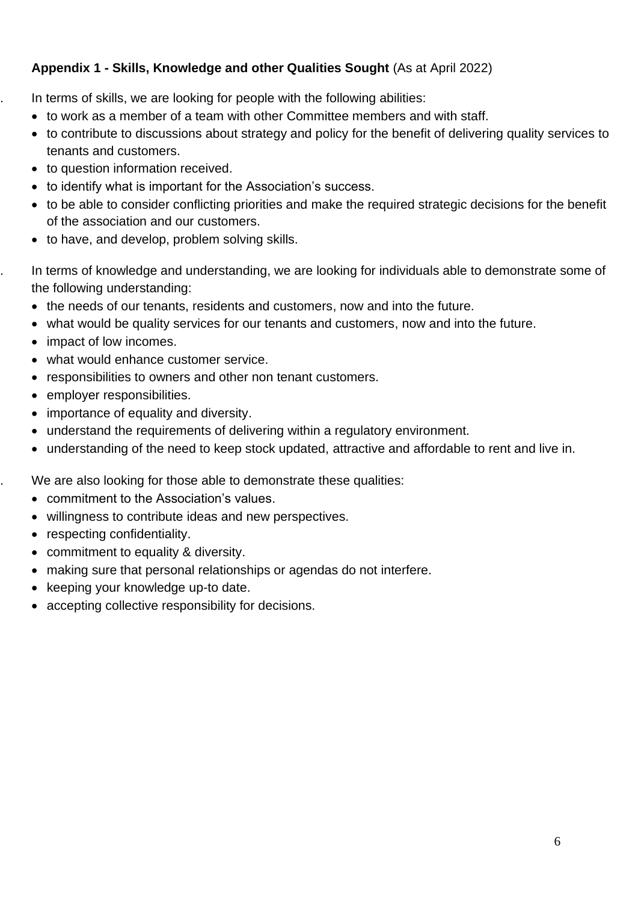**Appendix 1 - Skills, Knowledge and other Qualities Sought** (As at April 2022)

. In terms of skills, we are looking for people with the following abilities:

- to work as a member of a team with other Committee members and with staff.
- to contribute to discussions about strategy and policy for the benefit of delivering quality services to tenants and customers.
- to question information received.
- to identify what is important for the Association's success.
- to be able to consider conflicting priorities and make the required strategic decisions for the benefit of the association and our customers.
- to have, and develop, problem solving skills.

. In terms of knowledge and understanding, we are looking for individuals able to demonstrate some of the following understanding:

- the needs of our tenants, residents and customers, now and into the future.
- what would be quality services for our tenants and customers, now and into the future.
- impact of low incomes.
- what would enhance customer service.
- responsibilities to owners and other non tenant customers.
- employer responsibilities.
- importance of equality and diversity.
- understand the requirements of delivering within a regulatory environment.
- understanding of the need to keep stock updated, attractive and affordable to rent and live in.

. We are also looking for those able to demonstrate these qualities:

- commitment to the Association's values.
- willingness to contribute ideas and new perspectives.
- respecting confidentiality.
- commitment to equality & diversity.
- making sure that personal relationships or agendas do not interfere.
- keeping your knowledge up-to date.
- accepting collective responsibility for decisions.